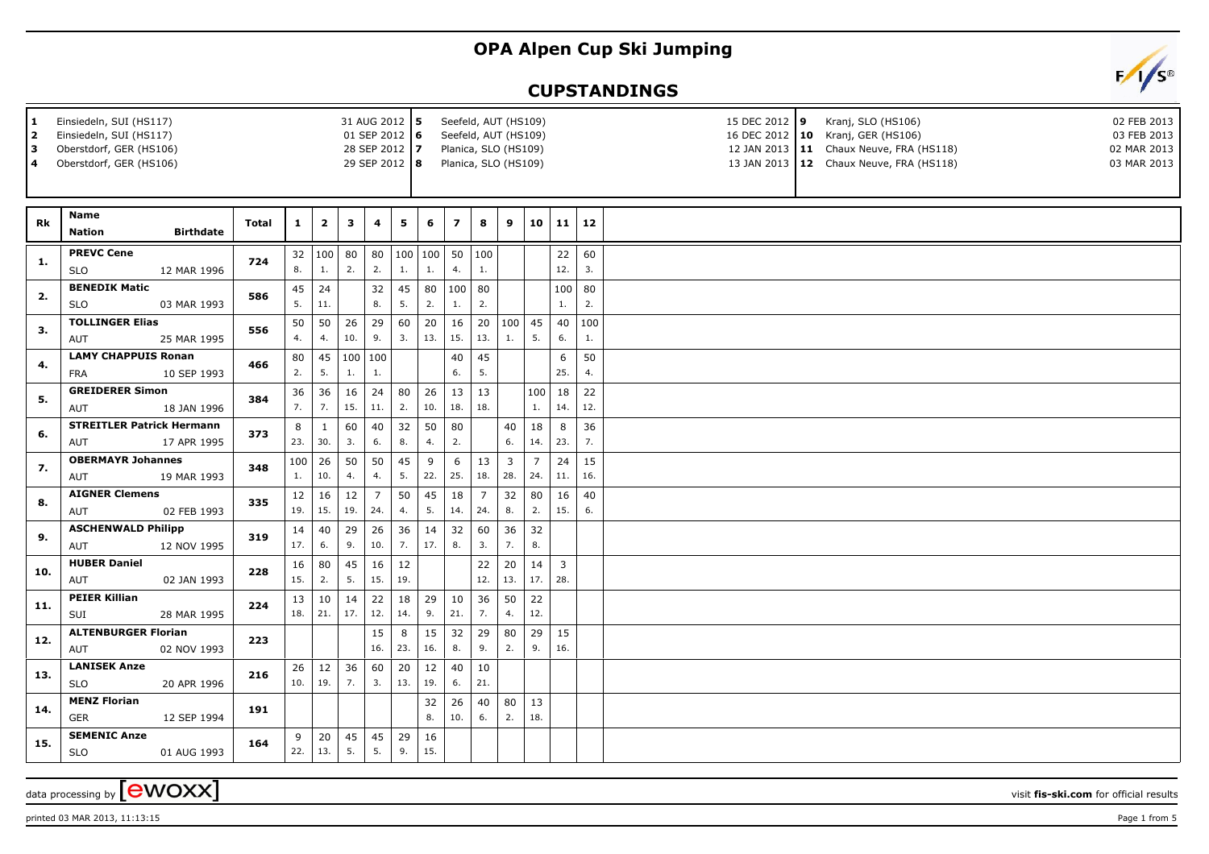# OPA Alpen Cup Ski Jumping

## CUPSTANDINGS

| | | | | | | |
|---|---|---|---|---|---|---|
| 1 | Einsiedeln, SUI (HS117) | 31 AUG 2012 | 5 | Seefeld, AUT (HS109) | 15 DEC 2012 | |
| 2 | Einsiedeln, SUI (HS117) | 01 SEP 2012 | 6 | Seefeld, AUT (HS109) | 16 DEC 2012 | |
| 3 | Oberstdorf, GER (HS106) | 28 SEP 2012 | 7 | Planica, SLO (HS109) | 12 JAN 2013 | |
| 4 | Oberstdorf, GER (HS106) | 29 SEP 2012 | 8 | Planica, SLO (HS109) | 13 JAN 2013 | |
| 9 | Kranj, SLO (HS106) | 02 FEB 2013 | | | | |
| 10 | Kranj, GER (HS106) | 03 FEB 2013 | | | | |
| 11 | Chaux Neuve, FRA (HS118) | 02 MAR 2013 | | | | |
| 12 | Chaux Neuve, FRA (HS118) | 03 MAR 2013 | | | | |

| Rk | Name / Nation | Birthdate | Total | 1 | 2 | 3 | 4 | 5 | 6 | 7 | 8 | 9 | 10 | 11 | 12 |
|---|---|---|---|---|---|---|---|---|---|---|---|---|---|---|---|
| 1. | PREVC Cene / SLO | 12 MAR 1996 | 724 | 32 (8.) | 100 (1.) | 80 (2.) | 80 (2.) | 100 (1.) | 100 (1.) | 50 (4.) | 100 (1.) | | | 22 (12.) | 60 (3.) |
| 2. | BENEDIK Matic / SLO | 03 MAR 1993 | 586 | 45 (5.) | 24 (11.) | | 32 (8.) | 45 (5.) | 80 (2.) | 100 (1.) | 80 (2.) | | | 100 (1.) | 80 (2.) |
| 3. | TOLLINGER Elias / AUT | 25 MAR 1995 | 556 | 50 (4.) | 50 (4.) | 26 (10.) | 29 (9.) | 60 (3.) | 20 (13.) | 16 (15.) | 20 (13.) | 100 (1.) | 45 (5.) | 40 (6.) | 100 (1.) |
| 4. | LAMY CHAPPUIS Ronan / FRA | 10 SEP 1993 | 466 | 80 (2.) | 45 (5.) | 100 (1.) | 100 (1.) | | | 40 (6.) | 45 (5.) | | | 6 (25.) | 50 (4.) |
| 5. | GREIDERER Simon / AUT | 18 JAN 1996 | 384 | 36 (7.) | 36 (7.) | 16 (15.) | 24 (11.) | 80 (2.) | 26 (10.) | 13 (18.) | 13 (18.) | | 100 (1.) | 18 (14.) | 22 (12.) |
| 6. | STREITLER Patrick Hermann / AUT | 17 APR 1995 | 373 | 8 (23.) | 1 (30.) | 60 (3.) | 40 (6.) | 32 (8.) | 50 (4.) | 80 (2.) | | 40 (6.) | 18 (14.) | 8 (23.) | 36 (7.) |
| 7. | OBERMAYR Johannes / AUT | 19 MAR 1993 | 348 | 100 (1.) | 26 (10.) | 50 (4.) | 50 (4.) | 45 (5.) | 9 (22.) | 6 (25.) | 13 (18.) | 3 (28.) | 7 (24.) | 24 (11.) | 15 (16.) |
| 8. | AIGNER Clemens / AUT | 02 FEB 1993 | 335 | 12 (19.) | 16 (15.) | 12 (19.) | 7 (24.) | 50 (4.) | 45 (5.) | 18 (14.) | 7 (24.) | 32 (8.) | 80 (2.) | 16 (15.) | 40 (6.) |
| 9. | ASCHENWALD Philipp / AUT | 12 NOV 1995 | 319 | 14 (17.) | 40 (6.) | 29 (9.) | 26 (10.) | 36 (7.) | 14 (17.) | 32 (8.) | 60 (3.) | 36 (7.) | 32 (8.) | | |
| 10. | HUBER Daniel / AUT | 02 JAN 1993 | 228 | 16 (15.) | 80 (2.) | 45 (5.) | 16 (15.) | 12 (19.) | | | 22 (12.) | 20 (13.) | 14 (17.) | 3 (28.) | |
| 11. | PEIER Killian / SUI | 28 MAR 1995 | 224 | 13 (18.) | 10 (21.) | 14 (17.) | 22 (12.) | 18 (14.) | 29 (9.) | 10 (21.) | 36 (7.) | 50 (4.) | 22 (12.) | | |
| 12. | ALTENBURGER Florian / AUT | 02 NOV 1993 | 223 | | | | 15 (16.) | 8 (23.) | 15 (16.) | 32 (8.) | 29 (9.) | 80 (2.) | 29 (9.) | 15 (16.) | |
| 13. | LANISEK Anze / SLO | 20 APR 1996 | 216 | 26 (10.) | 12 (19.) | 36 (7.) | 60 (3.) | 20 (13.) | 12 (19.) | 40 (6.) | 10 (21.) | | | | |
| 14. | MENZ Florian / GER | 12 SEP 1994 | 191 | | | | | | 32 (8.) | 26 (10.) | 40 (6.) | 80 (2.) | 13 (18.) | | |
| 15. | SEMENIC Anze / SLO | 01 AUG 1993 | 164 | 9 (22.) | 20 (13.) | 45 (5.) | 45 (5.) | 29 (9.) | 16 (15.) | | | | | | |

data processing by [ewoxx]

visit fis-ski.com for official results

printed 03 MAR 2013, 11:13:15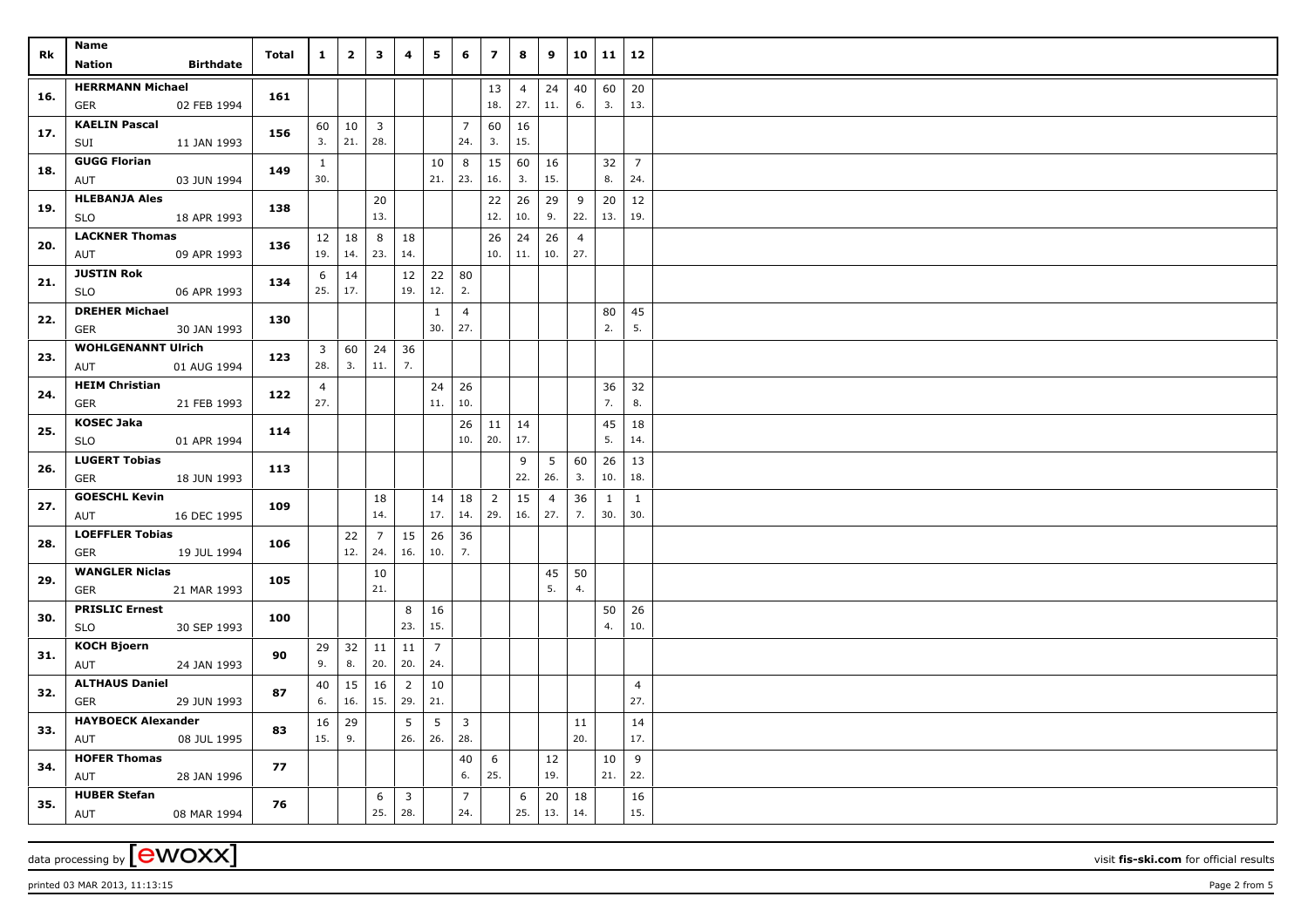| Rk | Name<br>Nation Birthdate | Total | 1 | 2 | 3 | 4 | 5 | 6 | 7 | 8 | 9 | 10 | 11 | 12 |
|---|---|---|---|---|---|---|---|---|---|---|---|---|---|---|
| 16. | HERRMANN Michael<br>GER 02 FEB 1994 | 161 | | | | | | | 13<br>18. | 4<br>27. | 24<br>11. | 40<br>6. | 60<br>3. | 20<br>13. |
| 17. | KAELIN Pascal<br>SUI 11 JAN 1993 | 156 | 60<br>3. | 10<br>21. | 3<br>28. | | | 7<br>24. | 60<br>3. | 16<br>15. | | | | |
| 18. | GUGG Florian<br>AUT 03 JUN 1994 | 149 | 1<br>30. | | | | 10<br>21. | 8<br>23. | 15<br>16. | 60<br>3. | 16<br>15. | | 32<br>8. | 7<br>24. |
| 19. | HLEBANJA Ales<br>SLO 18 APR 1993 | 138 | | | 20<br>13. | | | | 22<br>12. | 26<br>10. | 29<br>9. | 9<br>22. | 20<br>13. | 12<br>19. |
| 20. | LACKNER Thomas<br>AUT 09 APR 1993 | 136 | 12<br>19. | 18<br>14. | 8<br>23. | 18<br>14. | | | 26<br>10. | 24<br>11. | 26<br>10. | 4<br>27. | | |
| 21. | JUSTIN Rok<br>SLO 06 APR 1993 | 134 | 6<br>25. | 14<br>17. | | 12<br>19. | 22<br>12. | 80<br>2. | | | | | | |
| 22. | DREHER Michael<br>GER 30 JAN 1993 | 130 | | | | | 1<br>30. | 4<br>27. | | | | | 80<br>2. | 45<br>5. |
| 23. | WOHLGENANNT Ulrich<br>AUT 01 AUG 1994 | 123 | 3<br>28. | 60<br>3. | 24<br>11. | 36<br>7. | | | | | | | | |
| 24. | HEIM Christian<br>GER 21 FEB 1993 | 122 | 4<br>27. | | | | 24<br>11. | 26<br>10. | | | | | 36<br>7. | 32<br>8. |
| 25. | KOSEC Jaka<br>SLO 01 APR 1994 | 114 | | | | | | 26<br>10. | 11<br>20. | 14<br>17. | | | 45<br>5. | 18<br>14. |
| 26. | LUGERT Tobias<br>GER 18 JUN 1993 | 113 | | | | | | | | 9<br>22. | 5<br>26. | 60<br>3. | 26<br>10. | 13<br>18. |
| 27. | GOESCHL Kevin<br>AUT 16 DEC 1995 | 109 | | | 18<br>14. | | 14<br>17. | 18<br>14. | 2<br>29. | 15<br>16. | 4<br>27. | 36<br>7. | 1<br>30. | 1<br>30. |
| 28. | LOEFFLER Tobias<br>GER 19 JUL 1994 | 106 | | 22<br>12. | 7<br>24. | 15<br>16. | 26<br>10. | 36<br>7. | | | | | | |
| 29. | WANGLER Niclas<br>GER 21 MAR 1993 | 105 | | | 10<br>21. | | | | | | 45<br>5. | 50<br>4. | | |
| 30. | PRISLIC Ernest<br>SLO 30 SEP 1993 | 100 | | | | 8<br>23. | 16<br>15. | | | | | | 50<br>4. | 26<br>10. |
| 31. | KOCH Bjoern<br>AUT 24 JAN 1993 | 90 | 29<br>9. | 32<br>8. | 11<br>20. | 11<br>20. | 7<br>24. | | | | | | | |
| 32. | ALTHAUS Daniel<br>GER 29 JUN 1993 | 87 | 40<br>6. | 15<br>16. | 16<br>15. | 2<br>29. | 10<br>21. | | | | | | | 4<br>27. |
| 33. | HAYBOECK Alexander<br>AUT 08 JUL 1995 | 83 | 16<br>15. | 29<br>9. | | 5<br>26. | 5<br>26. | 3<br>28. | | | | 11<br>20. | | 14<br>17. |
| 34. | HOFER Thomas<br>AUT 28 JAN 1996 | 77 | | | | | | 40<br>6. | 6<br>25. | | 12<br>19. | | 10<br>21. | 9<br>22. |
| 35. | HUBER Stefan<br>AUT 08 MAR 1994 | 76 | | | 6<br>25. | 3<br>28. | | 7<br>24. | | 6<br>25. | 20<br>13. | 18<br>14. | | 16<br>15. |

data processing by [ewoxx] visit **fis-ski.com** for official results

printed 03 MAR 2013, 11:13:15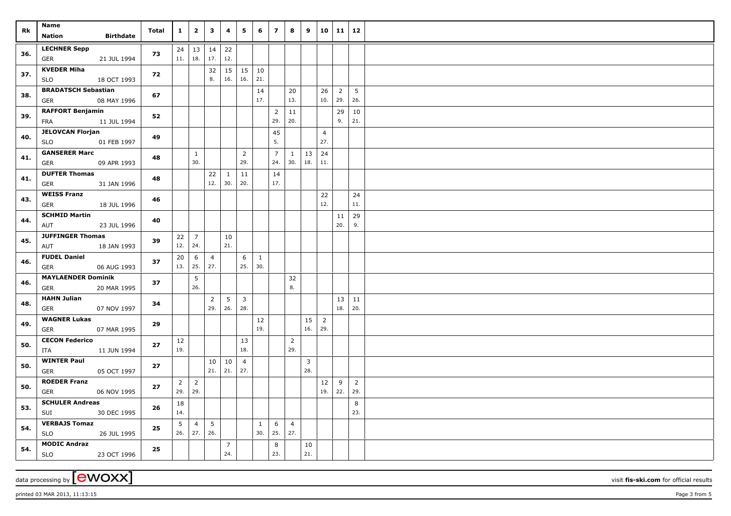| Rk | Name<br>Nation Birthdate | Total | 1 | 2 | 3 | 4 | 5 | 6 | 7 | 8 | 9 | 10 | 11 | 12 |
|---|---|---|---|---|---|---|---|---|---|---|---|---|---|---|
| 36. | LECHNER Sepp<br>GER 21 JUL 1994 | 73 | 24<br>11. | 13<br>18. | 14<br>17. | 22<br>12. | | | | | | | | |
| 37. | KVEDER Miha<br>SLO 18 OCT 1993 | 72 | | | 32<br>8. | 15<br>16. | 15<br>16. | 10<br>21. | | | | | | |
| 38. | BRADATSCH Sebastian<br>GER 08 MAY 1996 | 67 | | | | | | 14<br>17. | | 20<br>13. | | 26<br>10. | 2<br>29. | 5<br>26. |
| 39. | RAFFORT Benjamin<br>FRA 11 JUL 1994 | 52 | | | | | | | 2<br>29. | 11<br>20. | | | 29<br>9. | 10<br>21. |
| 40. | JELOVCAN Florjan<br>SLO 01 FEB 1997 | 49 | | | | | | | 45<br>5. | | | 4<br>27. | | |
| 41. | GANSERER Marc<br>GER 09 APR 1993 | 48 | | 1<br>30. | | | 2<br>29. | | 7<br>24. | 1<br>30. | 13<br>18. | 24<br>11. | | |
| 41. | DUFTER Thomas<br>GER 31 JAN 1996 | 48 | | | 22<br>12. | 1<br>30. | 11<br>20. | | 14<br>17. | | | | | |
| 43. | WEISS Franz<br>GER 18 JUL 1996 | 46 | | | | | | | | | | 22<br>12. | | 24<br>11. |
| 44. | SCHMID Martin<br>AUT 23 JUL 1996 | 40 | | | | | | | | | | | 11<br>20. | 29<br>9. |
| 45. | JUFFINGER Thomas<br>AUT 18 JAN 1993 | 39 | 22<br>12. | 7<br>24. | | 10<br>21. | | | | | | | | |
| 46. | FUDEL Daniel<br>GER 06 AUG 1993 | 37 | 20<br>13. | 6<br>25. | 4<br>27. | | 6<br>25. | 1<br>30. | | | | | | |
| 46. | MAYLAENDER Dominik<br>GER 20 MAR 1995 | 37 | | 5<br>26. | | | | | | 32<br>8. | | | | |
| 48. | HAHN Julian<br>GER 07 NOV 1997 | 34 | | | 2<br>29. | 5<br>26. | 3<br>28. | | | | | | 13<br>18. | 11<br>20. |
| 49. | WAGNER Lukas<br>GER 07 MAR 1995 | 29 | | | | | | 12<br>19. | | | 15<br>16. | 2<br>29. | | |
| 50. | CECON Federico<br>ITA 11 JUN 1994 | 27 | 12<br>19. | | | | 13<br>18. | | | 2<br>29. | | | | |
| 50. | WINTER Paul<br>GER 05 OCT 1997 | 27 | | | 10<br>21. | 10<br>21. | 4<br>27. | | | | 3<br>28. | | | |
| 50. | ROEDER Franz<br>GER 06 NOV 1995 | 27 | 2<br>29. | 2<br>29. | | | | | | | | 12<br>19. | 9<br>22. | 2<br>29. |
| 53. | SCHULER Andreas<br>SUI 30 DEC 1995 | 26 | 18<br>14. | | | | | | | | | | | 8<br>23. |
| 54. | VERBAJS Tomaz<br>SLO 26 JUL 1995 | 25 | 5<br>26. | 4<br>27. | 5<br>26. | | | 1<br>30. | 6<br>25. | 4<br>27. | | | | |
| 54. | MODIC Andraz<br>SLO 23 OCT 1996 | 25 | | | | 7<br>24. | | | 8<br>23. | | 10<br>21. | | | |

data processing by [ewoxx]

visit **fis-ski.com** for official results

printed 03 MAR 2013, 11:13:15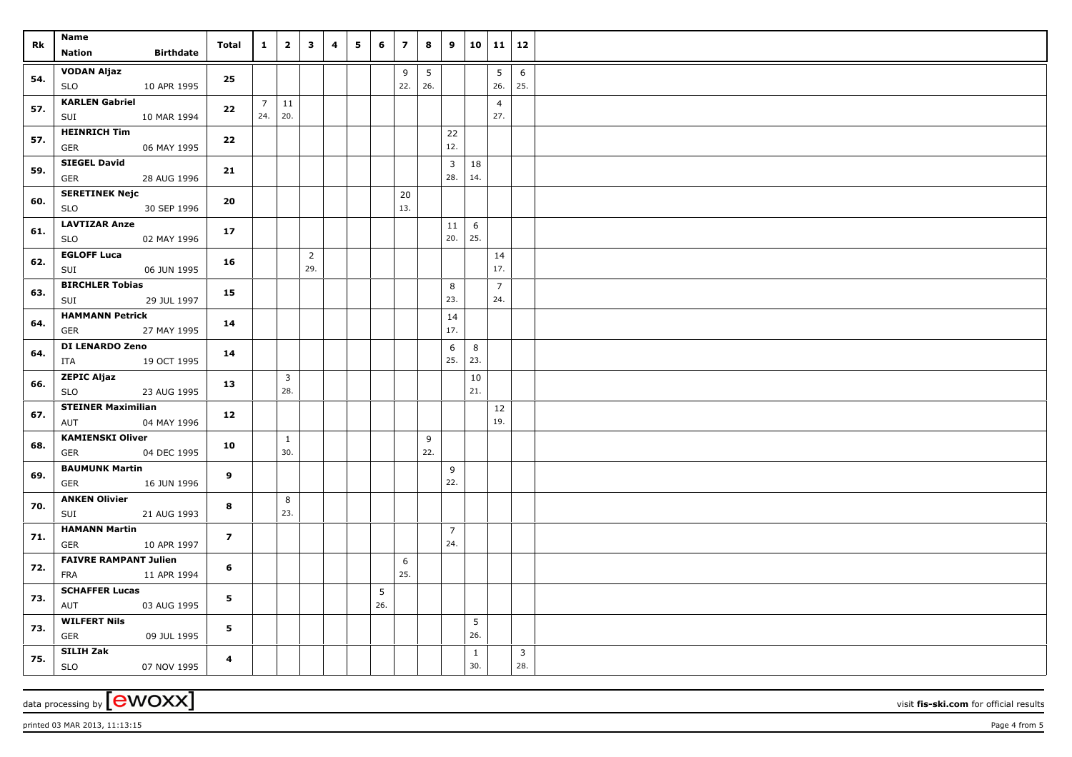| Rk | Name<br>Nation Birthdate | Total | 1 | 2 | 3 | 4 | 5 | 6 | 7 | 8 | 9 | 10 | 11 | 12 |
|---|---|---|---|---|---|---|---|---|---|---|---|---|---|---|
| 54. | **VODAN Aljaz**<br>SLO 10 APR 1995 | **25** | | | | | | | 9<br>22. | 5<br>26. | | | 5<br>26. | 6<br>25. |
| 57. | **KARLEN Gabriel**<br>SUI 10 MAR 1994 | **22** | 7<br>24. | 11<br>20. | | | | | | | | | 4<br>27. | |
| 57. | **HEINRICH Tim**<br>GER 06 MAY 1995 | **22** | | | | | | | | | 22<br>12. | | | |
| 59. | **SIEGEL David**<br>GER 28 AUG 1996 | **21** | | | | | | | | | 3<br>28. | 18<br>14. | | |
| 60. | **SERETINEK Nejc**<br>SLO 30 SEP 1996 | **20** | | | | | | | 20<br>13. | | | | | |
| 61. | **LAVTIZAR Anze**<br>SLO 02 MAY 1996 | **17** | | | | | | | | | 11<br>20. | 6<br>25. | | |
| 62. | **EGLOFF Luca**<br>SUI 06 JUN 1995 | **16** | | | 2<br>29. | | | | | | | | 14<br>17. | |
| 63. | **BIRCHLER Tobias**<br>SUI 29 JUL 1997 | **15** | | | | | | | | | 8<br>23. | | 7<br>24. | |
| 64. | **HAMMANN Petrick**<br>GER 27 MAY 1995 | **14** | | | | | | | | | 14<br>17. | | | |
| 64. | **DI LENARDO Zeno**<br>ITA 19 OCT 1995 | **14** | | | | | | | | | 6<br>25. | 8<br>23. | | |
| 66. | **ZEPIC Aljaz**<br>SLO 23 AUG 1995 | **13** | | 3<br>28. | | | | | | | | 10<br>21. | | |
| 67. | **STEINER Maximilian**<br>AUT 04 MAY 1996 | **12** | | | | | | | | | | | 12<br>19. | |
| 68. | **KAMIENSKI Oliver**<br>GER 04 DEC 1995 | **10** | | 1<br>30. | | | | | | 9<br>22. | | | | |
| 69. | **BAUMUNK Martin**<br>GER 16 JUN 1996 | **9** | | | | | | | | | 9<br>22. | | | |
| 70. | **ANKEN Olivier**<br>SUI 21 AUG 1993 | **8** | | 8<br>23. | | | | | | | | | | |
| 71. | **HAMANN Martin**<br>GER 10 APR 1997 | **7** | | | | | | | | | 7<br>24. | | | |
| 72. | **FAIVRE RAMPANT Julien**<br>FRA 11 APR 1994 | **6** | | | | | | | 6<br>25. | | | | | |
| 73. | **SCHAFFER Lucas**<br>AUT 03 AUG 1995 | **5** | | | | | | 5<br>26. | | | | | | |
| 73. | **WILFERT Nils**<br>GER 09 JUL 1995 | **5** | | | | | | | | | | 5<br>26. | | |
| 75. | **SILIH Zak**<br>SLO 07 NOV 1995 | **4** | | | | | | | | | | 1<br>30. | | 3<br>28. |

data processing by [ewoxx] visit **fis-ski.com** for official results

printed 03 MAR 2013, 11:13:15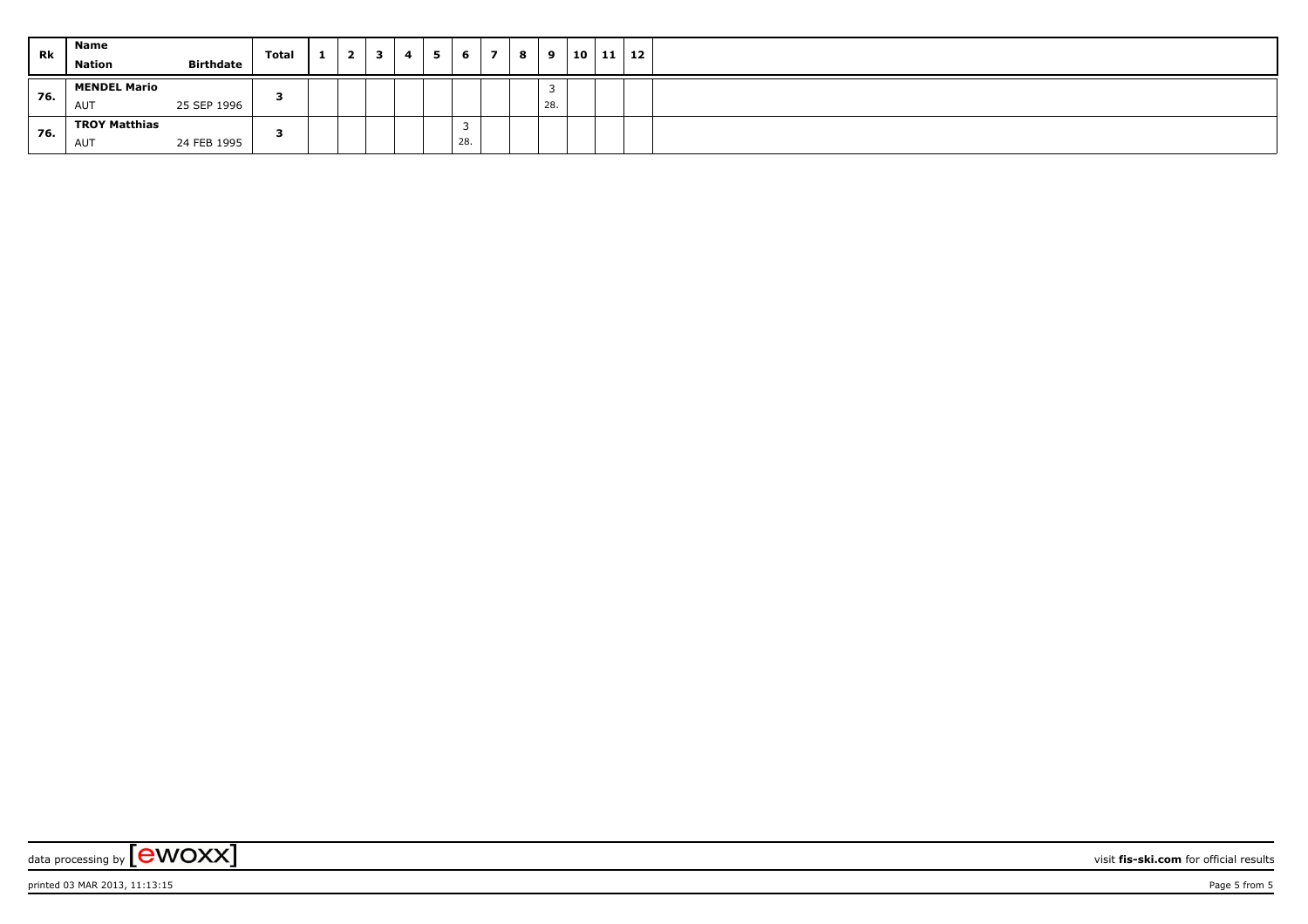| Rk | Name<br>Nation Birthdate | Total | 1 | 2 | 3 | 4 | 5 | 6 | 7 | 8 | 9 | 10 | 11 | 12 |
|---|---|---|---|---|---|---|---|---|---|---|---|---|---|---|
| 76. | **MENDEL Mario**<br>AUT 25 SEP 1996 | 3 | | | | | | | | | 3<br>28. | | | |
| 76. | **TROY Matthias**<br>AUT 24 FEB 1995 | 3 | | | | | | 3<br>28. | | | | | | |

data processing by [ewoxx]

visit **fis-ski.com** for official results

printed 03 MAR 2013, 11:13:15